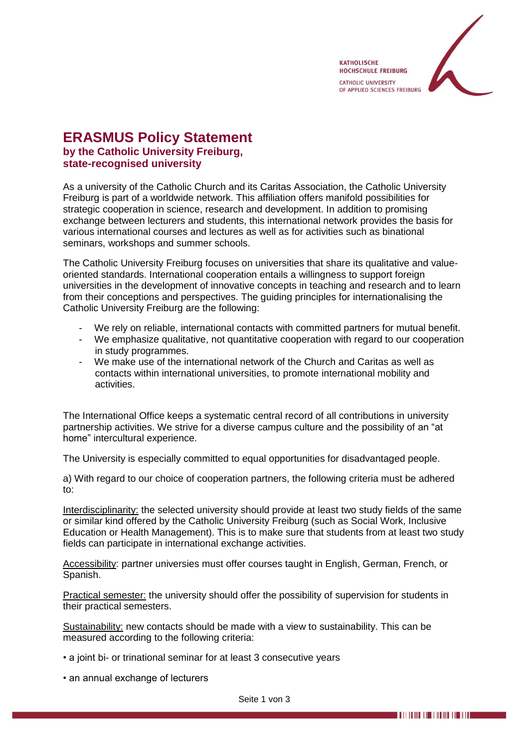KATHOLISCHE HOCHSCHULE FREIBURG
CATHOLIC UNIVERSITY OF APPLIED SCIENCES FREIBURG

# ERASMUS Policy Statement

## by the Catholic University Freiburg, state-recognised university

As a university of the Catholic Church and its Caritas Association, the Catholic University Freiburg is part of a worldwide network. This affiliation offers manifold possibilities for strategic cooperation in science, research and development. In addition to promising exchange between lecturers and students, this international network provides the basis for various international courses and lectures as well as for activities such as binational seminars, workshops and summer schools.

The Catholic University Freiburg focuses on universities that share its qualitative and value-oriented standards. International cooperation entails a willingness to support foreign universities in the development of innovative concepts in teaching and research and to learn from their conceptions and perspectives. The guiding principles for internationalising the Catholic University Freiburg are the following:

- We rely on reliable, international contacts with committed partners for mutual benefit.
- We emphasize qualitative, not quantitative cooperation with regard to our cooperation in study programmes.
- We make use of the international network of the Church and Caritas as well as contacts within international universities, to promote international mobility and activities.

The International Office keeps a systematic central record of all contributions in university partnership activities. We strive for a diverse campus culture and the possibility of an "at home" intercultural experience.

The University is especially committed to equal opportunities for disadvantaged people.

a) With regard to our choice of cooperation partners, the following criteria must be adhered to:

Interdisciplinarity: the selected university should provide at least two study fields of the same or similar kind offered by the Catholic University Freiburg (such as Social Work, Inclusive Education or Health Management). This is to make sure that students from at least two study fields can participate in international exchange activities.

Accessibility: partner universies must offer courses taught in English, German, French, or Spanish.

Practical semester: the university should offer the possibility of supervision for students in their practical semesters.

Sustainability: new contacts should be made with a view to sustainability. This can be measured according to the following criteria:

- a joint bi- or trinational seminar for at least 3 consecutive years
- an annual exchange of lecturers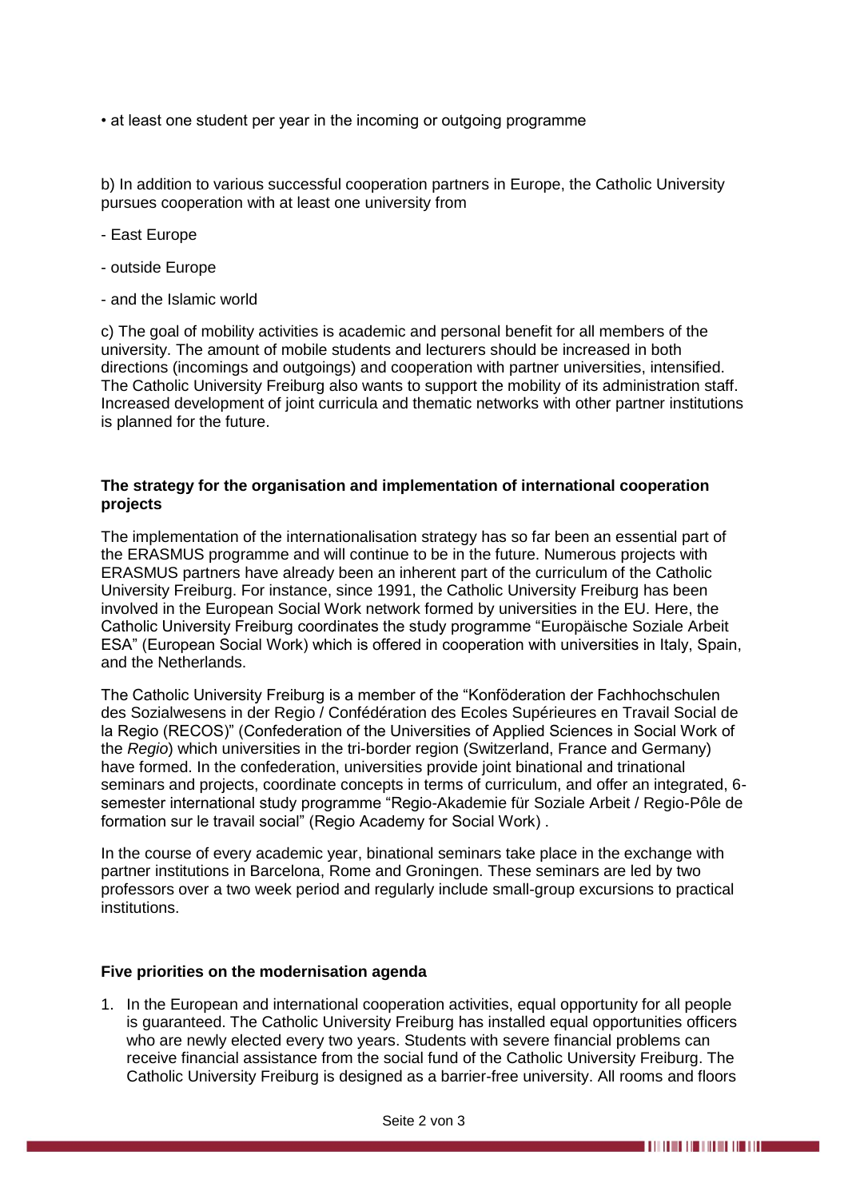• at least one student per year in the incoming or outgoing programme

b) In addition to various successful cooperation partners in Europe, the Catholic University pursues cooperation with at least one university from

- East Europe
- outside Europe
- and the Islamic world

c) The goal of mobility activities is academic and personal benefit for all members of the university. The amount of mobile students and lecturers should be increased in both directions (incomings and outgoings) and cooperation with partner universities, intensified. The Catholic University Freiburg also wants to support the mobility of its administration staff. Increased development of joint curricula and thematic networks with other partner institutions is planned for the future.

**The strategy for the organisation and implementation of international cooperation projects**

The implementation of the internationalisation strategy has so far been an essential part of the ERASMUS programme and will continue to be in the future. Numerous projects with ERASMUS partners have already been an inherent part of the curriculum of the Catholic University Freiburg. For instance, since 1991, the Catholic University Freiburg has been involved in the European Social Work network formed by universities in the EU. Here, the Catholic University Freiburg coordinates the study programme "Europäische Soziale Arbeit ESA" (European Social Work) which is offered in cooperation with universities in Italy, Spain, and the Netherlands.

The Catholic University Freiburg is a member of the "Konföderation der Fachhochschulen des Sozialwesens in der Regio / Confédération des Ecoles Supérieures en Travail Social de la Regio (RECOS)" (Confederation of the Universities of Applied Sciences in Social Work of the *Regio*) which universities in the tri-border region (Switzerland, France and Germany) have formed. In the confederation, universities provide joint binational and trinational seminars and projects, coordinate concepts in terms of curriculum, and offer an integrated, 6-semester international study programme "Regio-Akademie für Soziale Arbeit / Regio-Pôle de formation sur le travail social" (Regio Academy for Social Work) .

In the course of every academic year, binational seminars take place in the exchange with partner institutions in Barcelona, Rome and Groningen. These seminars are led by two professors over a two week period and regularly include small-group excursions to practical institutions.

**Five priorities on the modernisation agenda**

1. In the European and international cooperation activities, equal opportunity for all people is guaranteed. The Catholic University Freiburg has installed equal opportunities officers who are newly elected every two years. Students with severe financial problems can receive financial assistance from the social fund of the Catholic University Freiburg. The Catholic University Freiburg is designed as a barrier-free university. All rooms and floors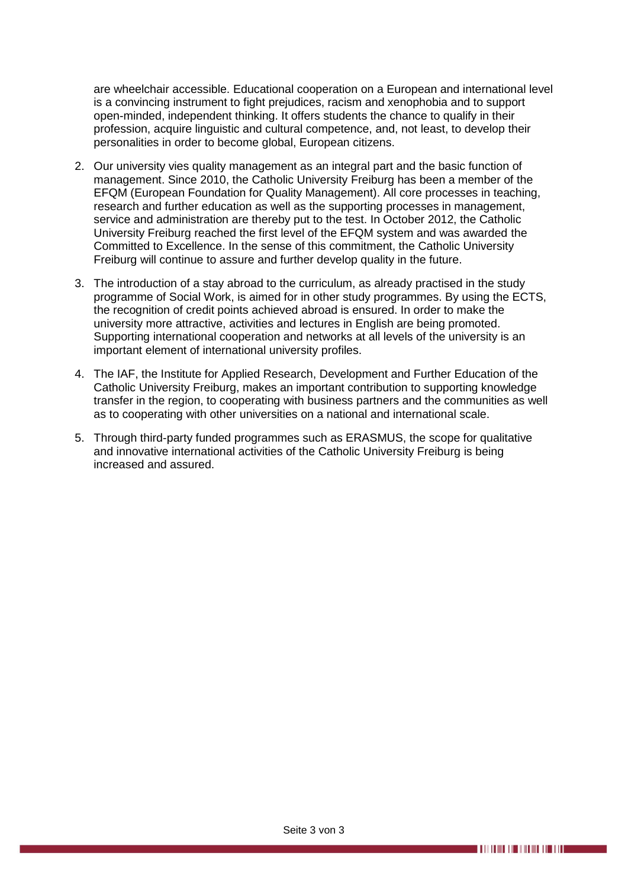are wheelchair accessible. Educational cooperation on a European and international level is a convincing instrument to fight prejudices, racism and xenophobia and to support open-minded, independent thinking. It offers students the chance to qualify in their profession, acquire linguistic and cultural competence, and, not least, to develop their personalities in order to become global, European citizens.

2. Our university vies quality management as an integral part and the basic function of management. Since 2010, the Catholic University Freiburg has been a member of the EFQM (European Foundation for Quality Management). All core processes in teaching, research and further education as well as the supporting processes in management, service and administration are thereby put to the test. In October 2012, the Catholic University Freiburg reached the first level of the EFQM system and was awarded the Committed to Excellence. In the sense of this commitment, the Catholic University Freiburg will continue to assure and further develop quality in the future.

3. The introduction of a stay abroad to the curriculum, as already practised in the study programme of Social Work, is aimed for in other study programmes. By using the ECTS, the recognition of credit points achieved abroad is ensured. In order to make the university more attractive, activities and lectures in English are being promoted. Supporting international cooperation and networks at all levels of the university is an important element of international university profiles.

4. The IAF, the Institute for Applied Research, Development and Further Education of the Catholic University Freiburg, makes an important contribution to supporting knowledge transfer in the region, to cooperating with business partners and the communities as well as to cooperating with other universities on a national and international scale.

5. Through third-party funded programmes such as ERASMUS, the scope for qualitative and innovative international activities of the Catholic University Freiburg is being increased and assured.